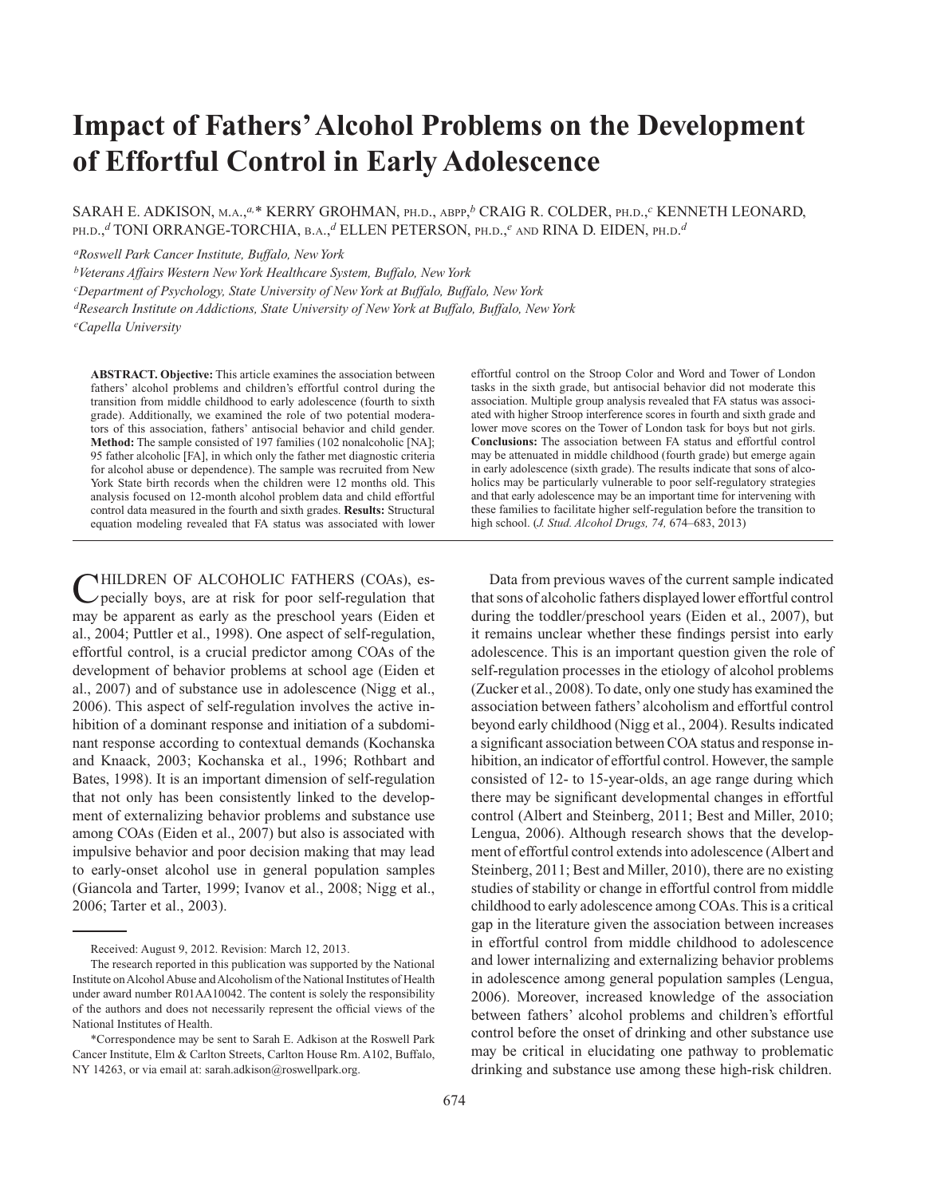# Impact of Fathers' Alcohol Problems on the Development of Effortful Control in Early Adolescence

SARAH E. ADKISON, M.A.,[a,]* KERRY GROHMAN, PH.D., ABPP,[b] CRAIG R. COLDER, PH.D.,[c] KENNETH LEONARD, PH.D.,[d] TONI ORRANGE-TORCHIA, B.A.,[d] ELLEN PETERSON, PH.D.,[e] AND RINA D. EIDEN, PH.D.[d]

[a]Roswell Park Cancer Institute, Buffalo, New York

[b]Veterans Affairs Western New York Healthcare System, Buffalo, New York

[c]Department of Psychology, State University of New York at Buffalo, Buffalo, New York

[d]Research Institute on Addictions, State University of New York at Buffalo, Buffalo, New York

[e]Capella University

**ABSTRACT. Objective:** This article examines the association between fathers' alcohol problems and children's effortful control during the transition from middle childhood to early adolescence (fourth to sixth grade). Additionally, we examined the role of two potential moderators of this association, fathers' antisocial behavior and child gender. **Method:** The sample consisted of 197 families (102 nonalcoholic [NA]; 95 father alcoholic [FA], in which only the father met diagnostic criteria for alcohol abuse or dependence). The sample was recruited from New York State birth records when the children were 12 months old. This analysis focused on 12-month alcohol problem data and child effortful control data measured in the fourth and sixth grades. **Results:** Structural equation modeling revealed that FA status was associated with lower effortful control on the Stroop Color and Word and Tower of London tasks in the sixth grade, but antisocial behavior did not moderate this association. Multiple group analysis revealed that FA status was associated with higher Stroop interference scores in fourth and sixth grade and lower move scores on the Tower of London task for boys but not girls. **Conclusions:** The association between FA status and effortful control may be attenuated in middle childhood (fourth grade) but emerge again in early adolescence (sixth grade). The results indicate that sons of alcoholics may be particularly vulnerable to poor self-regulatory strategies and that early adolescence may be an important time for intervening with these families to facilitate higher self-regulation before the transition to high school. (*J. Stud. Alcohol Drugs, 74,* 674–683, 2013)

CHILDREN OF ALCOHOLIC FATHERS (COAs), especially boys, are at risk for poor self-regulation that may be apparent as early as the preschool years (Eiden et al., 2004; Puttler et al., 1998). One aspect of self-regulation, effortful control, is a crucial predictor among COAs of the development of behavior problems at school age (Eiden et al., 2007) and of substance use in adolescence (Nigg et al., 2006). This aspect of self-regulation involves the active inhibition of a dominant response and initiation of a subdominant response according to contextual demands (Kochanska and Knaack, 2003; Kochanska et al., 1996; Rothbart and Bates, 1998). It is an important dimension of self-regulation that not only has been consistently linked to the development of externalizing behavior problems and substance use among COAs (Eiden et al., 2007) but also is associated with impulsive behavior and poor decision making that may lead to early-onset alcohol use in general population samples (Giancola and Tarter, 1999; Ivanov et al., 2008; Nigg et al., 2006; Tarter et al., 2003).

Data from previous waves of the current sample indicated that sons of alcoholic fathers displayed lower effortful control during the toddler/preschool years (Eiden et al., 2007), but it remains unclear whether these findings persist into early adolescence. This is an important question given the role of self-regulation processes in the etiology of alcohol problems (Zucker et al., 2008). To date, only one study has examined the association between fathers' alcoholism and effortful control beyond early childhood (Nigg et al., 2004). Results indicated a significant association between COA status and response inhibition, an indicator of effortful control. However, the sample consisted of 12- to 15-year-olds, an age range during which there may be significant developmental changes in effortful control (Albert and Steinberg, 2011; Best and Miller, 2010; Lengua, 2006). Although research shows that the development of effortful control extends into adolescence (Albert and Steinberg, 2011; Best and Miller, 2010), there are no existing studies of stability or change in effortful control from middle childhood to early adolescence among COAs. This is a critical gap in the literature given the association between increases in effortful control from middle childhood to adolescence and lower internalizing and externalizing behavior problems in adolescence among general population samples (Lengua, 2006). Moreover, increased knowledge of the association between fathers' alcohol problems and children's effortful control before the onset of drinking and other substance use may be critical in elucidating one pathway to problematic drinking and substance use among these high-risk children.

---

Received: August 9, 2012. Revision: March 12, 2013.

The research reported in this publication was supported by the National Institute on Alcohol Abuse and Alcoholism of the National Institutes of Health under award number R01AA10042. The content is solely the responsibility of the authors and does not necessarily represent the official views of the National Institutes of Health.

*Correspondence may be sent to Sarah E. Adkison at the Roswell Park Cancer Institute, Elm & Carlton Streets, Carlton House Rm. A102, Buffalo, NY 14263, or via email at: sarah.adkison@roswellpark.org.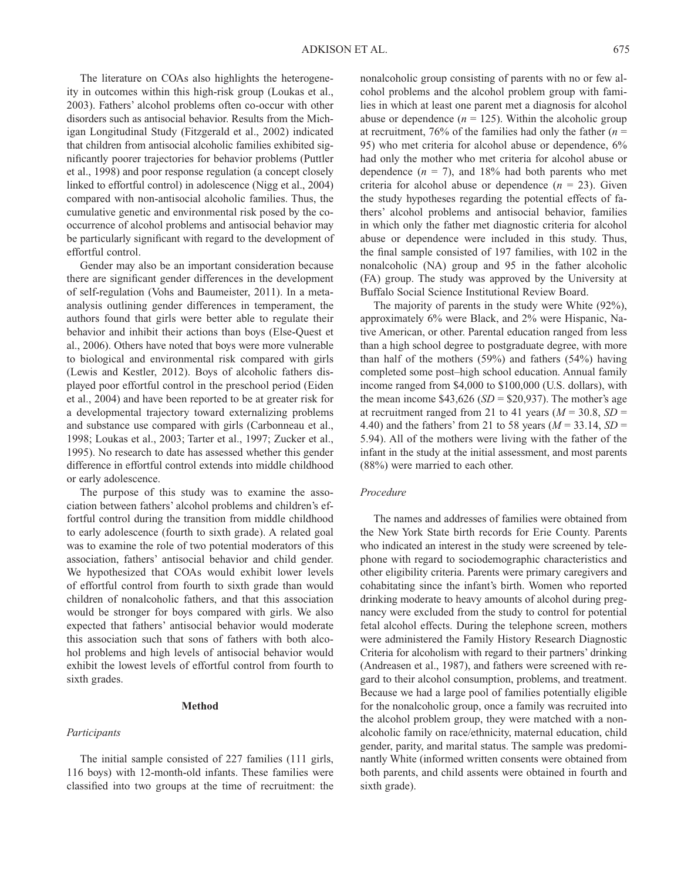The literature on COAs also highlights the heterogeneity in outcomes within this high-risk group (Loukas et al., 2003). Fathers' alcohol problems often co-occur with other disorders such as antisocial behavior. Results from the Michigan Longitudinal Study (Fitzgerald et al., 2002) indicated that children from antisocial alcoholic families exhibited significantly poorer trajectories for behavior problems (Puttler et al., 1998) and poor response regulation (a concept closely linked to effortful control) in adolescence (Nigg et al., 2004) compared with non-antisocial alcoholic families. Thus, the cumulative genetic and environmental risk posed by the co-occurrence of alcohol problems and antisocial behavior may be particularly significant with regard to the development of effortful control.

Gender may also be an important consideration because there are significant gender differences in the development of self-regulation (Vohs and Baumeister, 2011). In a meta-analysis outlining gender differences in temperament, the authors found that girls were better able to regulate their behavior and inhibit their actions than boys (Else-Quest et al., 2006). Others have noted that boys were more vulnerable to biological and environmental risk compared with girls (Lewis and Kestler, 2012). Boys of alcoholic fathers displayed poor effortful control in the preschool period (Eiden et al., 2004) and have been reported to be at greater risk for a developmental trajectory toward externalizing problems and substance use compared with girls (Carbonneau et al., 1998; Loukas et al., 2003; Tarter et al., 1997; Zucker et al., 1995). No research to date has assessed whether this gender difference in effortful control extends into middle childhood or early adolescence.

The purpose of this study was to examine the association between fathers' alcohol problems and children's effortful control during the transition from middle childhood to early adolescence (fourth to sixth grade). A related goal was to examine the role of two potential moderators of this association, fathers' antisocial behavior and child gender. We hypothesized that COAs would exhibit lower levels of effortful control from fourth to sixth grade than would children of nonalcoholic fathers, and that this association would be stronger for boys compared with girls. We also expected that fathers' antisocial behavior would moderate this association such that sons of fathers with both alcohol problems and high levels of antisocial behavior would exhibit the lowest levels of effortful control from fourth to sixth grades.

## Method

### *Participants*

The initial sample consisted of 227 families (111 girls, 116 boys) with 12-month-old infants. These families were classified into two groups at the time of recruitment: the nonalcoholic group consisting of parents with no or few alcohol problems and the alcohol problem group with families in which at least one parent met a diagnosis for alcohol abuse or dependence ($n = 125$). Within the alcoholic group at recruitment, 76% of the families had only the father ($n = 95$) who met criteria for alcohol abuse or dependence, 6% had only the mother who met criteria for alcohol abuse or dependence ($n = 7$), and 18% had both parents who met criteria for alcohol abuse or dependence ($n = 23$). Given the study hypotheses regarding the potential effects of fathers' alcohol problems and antisocial behavior, families in which only the father met diagnostic criteria for alcohol abuse or dependence were included in this study. Thus, the final sample consisted of 197 families, with 102 in the nonalcoholic (NA) group and 95 in the father alcoholic (FA) group. The study was approved by the University at Buffalo Social Science Institutional Review Board.

The majority of parents in the study were White (92%), approximately 6% were Black, and 2% were Hispanic, Native American, or other. Parental education ranged from less than a high school degree to postgraduate degree, with more than half of the mothers (59%) and fathers (54%) having completed some post–high school education. Annual family income ranged from $4,000 to $100,000 (U.S. dollars), with the mean income $43,626 ($SD$ = $20,937). The mother's age at recruitment ranged from 21 to 41 years ($M = 30.8$, $SD = 4.40$) and the fathers' from 21 to 58 years ($M = 33.14$, $SD = 5.94$). All of the mothers were living with the father of the infant in the study at the initial assessment, and most parents (88%) were married to each other.

### *Procedure*

The names and addresses of families were obtained from the New York State birth records for Erie County. Parents who indicated an interest in the study were screened by telephone with regard to sociodemographic characteristics and other eligibility criteria. Parents were primary caregivers and cohabitating since the infant's birth. Women who reported drinking moderate to heavy amounts of alcohol during pregnancy were excluded from the study to control for potential fetal alcohol effects. During the telephone screen, mothers were administered the Family History Research Diagnostic Criteria for alcoholism with regard to their partners' drinking (Andreasen et al., 1987), and fathers were screened with regard to their alcohol consumption, problems, and treatment. Because we had a large pool of families potentially eligible for the nonalcoholic group, once a family was recruited into the alcohol problem group, they were matched with a nonalcoholic family on race/ethnicity, maternal education, child gender, parity, and marital status. The sample was predominantly White (informed written consents were obtained from both parents, and child assents were obtained in fourth and sixth grade).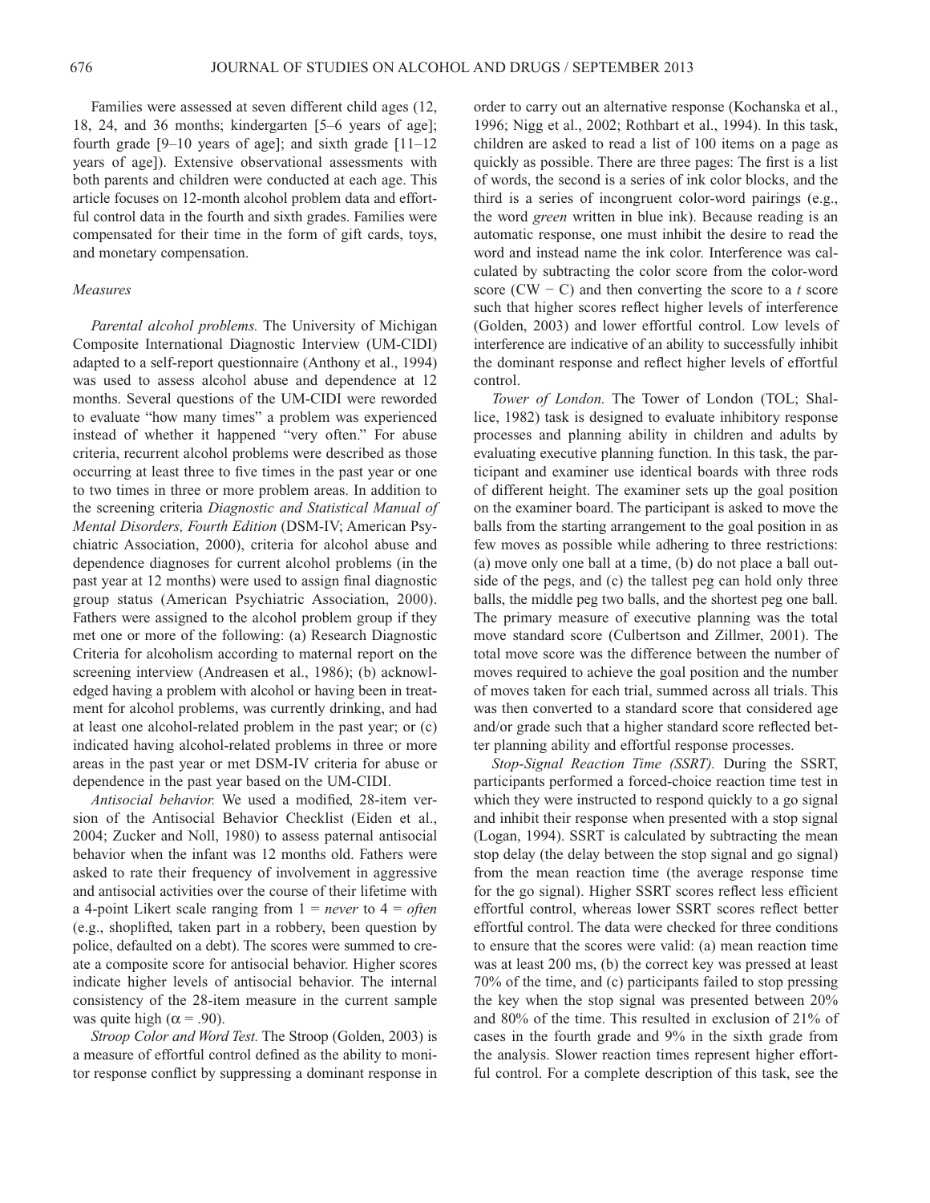Families were assessed at seven different child ages (12, 18, 24, and 36 months; kindergarten [5–6 years of age]; fourth grade [9–10 years of age]; and sixth grade [11–12 years of age]). Extensive observational assessments with both parents and children were conducted at each age. This article focuses on 12-month alcohol problem data and effortful control data in the fourth and sixth grades. Families were compensated for their time in the form of gift cards, toys, and monetary compensation.

### *Measures*

*Parental alcohol problems.* The University of Michigan Composite International Diagnostic Interview (UM-CIDI) adapted to a self-report questionnaire (Anthony et al., 1994) was used to assess alcohol abuse and dependence at 12 months. Several questions of the UM-CIDI were reworded to evaluate "how many times" a problem was experienced instead of whether it happened "very often." For abuse criteria, recurrent alcohol problems were described as those occurring at least three to five times in the past year or one to two times in three or more problem areas. In addition to the screening criteria *Diagnostic and Statistical Manual of Mental Disorders, Fourth Edition* (DSM-IV; American Psychiatric Association, 2000), criteria for alcohol abuse and dependence diagnoses for current alcohol problems (in the past year at 12 months) were used to assign final diagnostic group status (American Psychiatric Association, 2000). Fathers were assigned to the alcohol problem group if they met one or more of the following: (a) Research Diagnostic Criteria for alcoholism according to maternal report on the screening interview (Andreasen et al., 1986); (b) acknowledged having a problem with alcohol or having been in treatment for alcohol problems, was currently drinking, and had at least one alcohol-related problem in the past year; or (c) indicated having alcohol-related problems in three or more areas in the past year or met DSM-IV criteria for abuse or dependence in the past year based on the UM-CIDI.

*Antisocial behavior.* We used a modified, 28-item version of the Antisocial Behavior Checklist (Eiden et al., 2004; Zucker and Noll, 1980) to assess paternal antisocial behavior when the infant was 12 months old. Fathers were asked to rate their frequency of involvement in aggressive and antisocial activities over the course of their lifetime with a 4-point Likert scale ranging from 1 = *never* to 4 = *often* (e.g., shoplifted, taken part in a robbery, been question by police, defaulted on a debt). The scores were summed to create a composite score for antisocial behavior. Higher scores indicate higher levels of antisocial behavior. The internal consistency of the 28-item measure in the current sample was quite high ($\alpha = .90$).

*Stroop Color and Word Test.* The Stroop (Golden, 2003) is a measure of effortful control defined as the ability to monitor response conflict by suppressing a dominant response in order to carry out an alternative response (Kochanska et al., 1996; Nigg et al., 2002; Rothbart et al., 1994). In this task, children are asked to read a list of 100 items on a page as quickly as possible. There are three pages: The first is a list of words, the second is a series of ink color blocks, and the third is a series of incongruent color-word pairings (e.g., the word *green* written in blue ink). Because reading is an automatic response, one must inhibit the desire to read the word and instead name the ink color. Interference was calculated by subtracting the color score from the color-word score (CW − C) and then converting the score to a *t* score such that higher scores reflect higher levels of interference (Golden, 2003) and lower effortful control. Low levels of interference are indicative of an ability to successfully inhibit the dominant response and reflect higher levels of effortful control.

*Tower of London.* The Tower of London (TOL; Shallice, 1982) task is designed to evaluate inhibitory response processes and planning ability in children and adults by evaluating executive planning function. In this task, the participant and examiner use identical boards with three rods of different height. The examiner sets up the goal position on the examiner board. The participant is asked to move the balls from the starting arrangement to the goal position in as few moves as possible while adhering to three restrictions: (a) move only one ball at a time, (b) do not place a ball outside of the pegs, and (c) the tallest peg can hold only three balls, the middle peg two balls, and the shortest peg one ball. The primary measure of executive planning was the total move standard score (Culbertson and Zillmer, 2001). The total move score was the difference between the number of moves required to achieve the goal position and the number of moves taken for each trial, summed across all trials. This was then converted to a standard score that considered age and/or grade such that a higher standard score reflected better planning ability and effortful response processes.

*Stop-Signal Reaction Time (SSRT).* During the SSRT, participants performed a forced-choice reaction time test in which they were instructed to respond quickly to a go signal and inhibit their response when presented with a stop signal (Logan, 1994). SSRT is calculated by subtracting the mean stop delay (the delay between the stop signal and go signal) from the mean reaction time (the average response time for the go signal). Higher SSRT scores reflect less efficient effortful control, whereas lower SSRT scores reflect better effortful control. The data were checked for three conditions to ensure that the scores were valid: (a) mean reaction time was at least 200 ms, (b) the correct key was pressed at least 70% of the time, and (c) participants failed to stop pressing the key when the stop signal was presented between 20% and 80% of the time. This resulted in exclusion of 21% of cases in the fourth grade and 9% in the sixth grade from the analysis. Slower reaction times represent higher effortful control. For a complete description of this task, see the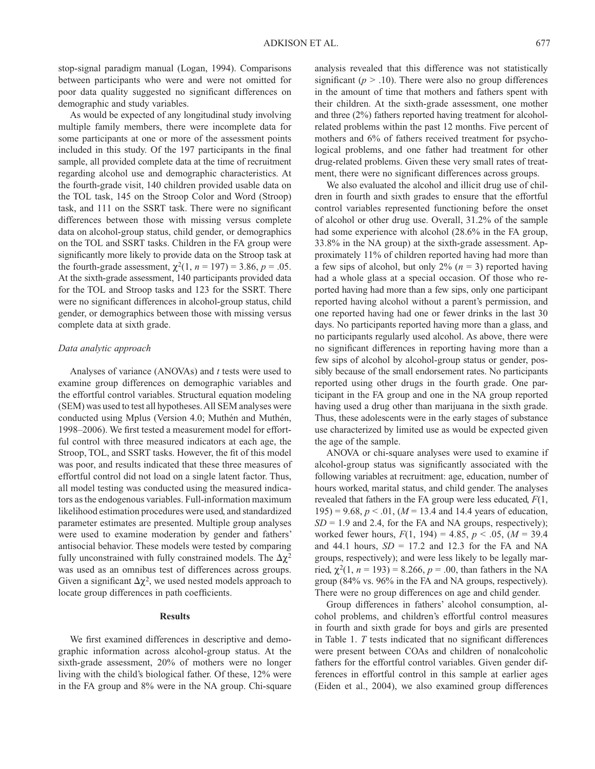stop-signal paradigm manual (Logan, 1994). Comparisons between participants who were and were not omitted for poor data quality suggested no significant differences on demographic and study variables.

As would be expected of any longitudinal study involving multiple family members, there were incomplete data for some participants at one or more of the assessment points included in this study. Of the 197 participants in the final sample, all provided complete data at the time of recruitment regarding alcohol use and demographic characteristics. At the fourth-grade visit, 140 children provided usable data on the TOL task, 145 on the Stroop Color and Word (Stroop) task, and 111 on the SSRT task. There were no significant differences between those with missing versus complete data on alcohol-group status, child gender, or demographics on the TOL and SSRT tasks. Children in the FA group were significantly more likely to provide data on the Stroop task at the fourth-grade assessment, $\chi^2(1, n = 197) = 3.86$, $p = .05$. At the sixth-grade assessment, 140 participants provided data for the TOL and Stroop tasks and 123 for the SSRT. There were no significant differences in alcohol-group status, child gender, or demographics between those with missing versus complete data at sixth grade.

### *Data analytic approach*

Analyses of variance (ANOVAs) and *t* tests were used to examine group differences on demographic variables and the effortful control variables. Structural equation modeling (SEM) was used to test all hypotheses. All SEM analyses were conducted using Mplus (Version 4.0; Muthén and Muthén, 1998–2006). We first tested a measurement model for effortful control with three measured indicators at each age, the Stroop, TOL, and SSRT tasks. However, the fit of this model was poor, and results indicated that these three measures of effortful control did not load on a single latent factor. Thus, all model testing was conducted using the measured indicators as the endogenous variables. Full-information maximum likelihood estimation procedures were used, and standardized parameter estimates are presented. Multiple group analyses were used to examine moderation by gender and fathers' antisocial behavior. These models were tested by comparing fully unconstrained with fully constrained models. The $\Delta\chi^2$ was used as an omnibus test of differences across groups. Given a significant $\Delta\chi^2$, we used nested models approach to locate group differences in path coefficients.

## Results

We first examined differences in descriptive and demographic information across alcohol-group status. At the sixth-grade assessment, 20% of mothers were no longer living with the child's biological father. Of these, 12% were in the FA group and 8% were in the NA group. Chi-square analysis revealed that this difference was not statistically significant ($p > .10$). There were also no group differences in the amount of time that mothers and fathers spent with their children. At the sixth-grade assessment, one mother and three (2%) fathers reported having treatment for alcohol-related problems within the past 12 months. Five percent of mothers and 6% of fathers received treatment for psychological problems, and one father had treatment for other drug-related problems. Given these very small rates of treatment, there were no significant differences across groups.

We also evaluated the alcohol and illicit drug use of children in fourth and sixth grades to ensure that the effortful control variables represented functioning before the onset of alcohol or other drug use. Overall, 31.2% of the sample had some experience with alcohol (28.6% in the FA group, 33.8% in the NA group) at the sixth-grade assessment. Approximately 11% of children reported having had more than a few sips of alcohol, but only 2% ($n = 3$) reported having had a whole glass at a special occasion. Of those who reported having had more than a few sips, only one participant reported having alcohol without a parent's permission, and one reported having had one or fewer drinks in the last 30 days. No participants reported having more than a glass, and no participants regularly used alcohol. As above, there were no significant differences in reporting having more than a few sips of alcohol by alcohol-group status or gender, possibly because of the small endorsement rates. No participants reported using other drugs in the fourth grade. One participant in the FA group and one in the NA group reported having used a drug other than marijuana in the sixth grade. Thus, these adolescents were in the early stages of substance use characterized by limited use as would be expected given the age of the sample.

ANOVA or chi-square analyses were used to examine if alcohol-group status was significantly associated with the following variables at recruitment: age, education, number of hours worked, marital status, and child gender. The analyses revealed that fathers in the FA group were less educated, $F(1, 195) = 9.68$, $p < .01$, ($M = 13.4$ and 14.4 years of education, $SD = 1.9$ and 2.4, for the FA and NA groups, respectively); worked fewer hours, $F(1, 194) = 4.85$, $p < .05$, ($M = 39.4$ and 44.1 hours, $SD = 17.2$ and 12.3 for the FA and NA groups, respectively); and were less likely to be legally married, $\chi^2(1, n = 193) = 8.266$, $p = .00$, than fathers in the NA group (84% vs. 96% in the FA and NA groups, respectively). There were no group differences on age and child gender.

Group differences in fathers' alcohol consumption, alcohol problems, and children's effortful control measures in fourth and sixth grade for boys and girls are presented in Table 1. *T* tests indicated that no significant differences were present between COAs and children of nonalcoholic fathers for the effortful control variables. Given gender differences in effortful control in this sample at earlier ages (Eiden et al., 2004), we also examined group differences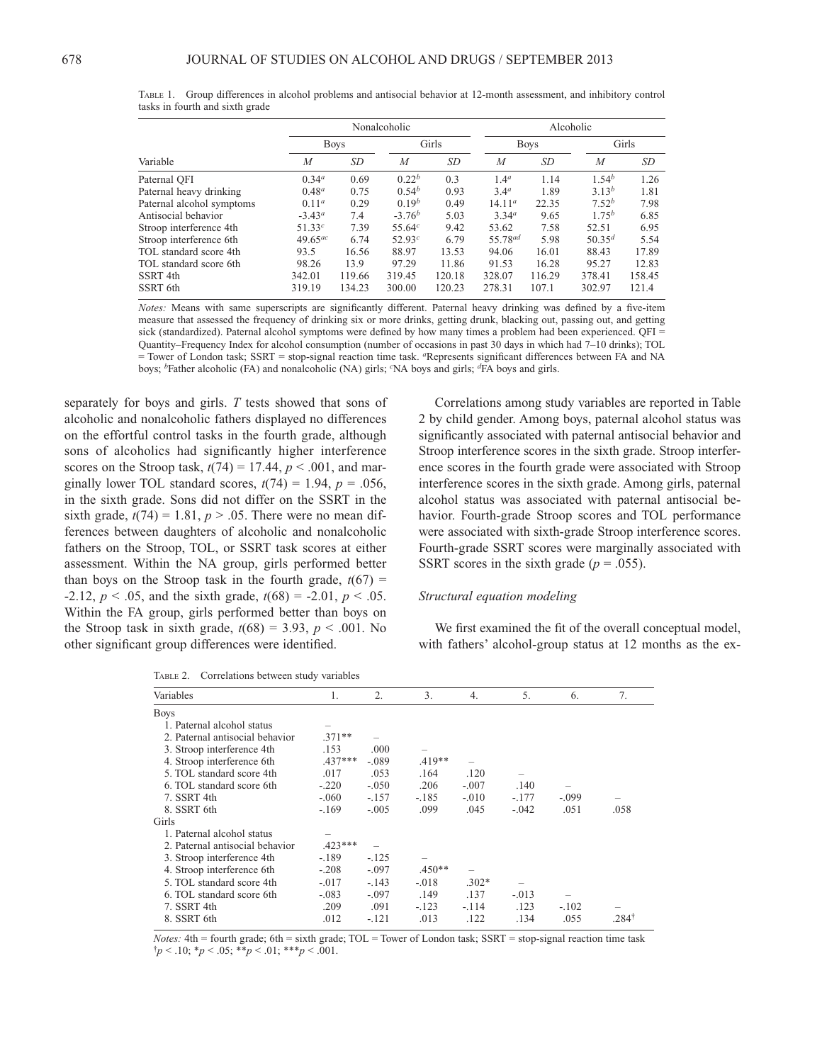TABLE 1. Group differences in alcohol problems and antisocial behavior at 12-month assessment, and inhibitory control tasks in fourth and sixth grade

| | Nonalcoholic | | | | Alcoholic | | | |
|---|---|---|---|---|---|---|---|---|
| | Boys | | Girls | | Boys | | Girls | |
| Variable | *M* | *SD* | *M* | *SD* | *M* | *SD* | *M* | *SD* |
| Paternal QFI | 0.34[a] | 0.69 | 0.22[b] | 0.3 | 1.4[a] | 1.14 | 1.54[b] | 1.26 |
| Paternal heavy drinking | 0.48[a] | 0.75 | 0.54[b] | 0.93 | 3.4[a] | 1.89 | 3.13[b] | 1.81 |
| Paternal alcohol symptoms | 0.11[a] | 0.29 | 0.19[b] | 0.49 | 14.11[a] | 22.35 | 7.52[b] | 7.98 |
| Antisocial behavior | -3.43[a] | 7.4 | -3.76[b] | 5.03 | 3.34[a] | 9.65 | 1.75[b] | 6.85 |
| Stroop interference 4th | 51.33[c] | 7.39 | 55.64[c] | 9.42 | 53.62 | 7.58 | 52.51 | 6.95 |
| Stroop interference 6th | 49.65[ac] | 6.74 | 52.93[c] | 6.79 | 55.78[ad] | 5.98 | 50.35[d] | 5.54 |
| TOL standard score 4th | 93.5 | 16.56 | 88.97 | 13.53 | 94.06 | 16.01 | 88.43 | 17.89 |
| TOL standard score 6th | 98.26 | 13.9 | 97.29 | 11.86 | 91.53 | 16.28 | 95.27 | 12.83 |
| SSRT 4th | 342.01 | 119.66 | 319.45 | 120.18 | 328.07 | 116.29 | 378.41 | 158.45 |
| SSRT 6th | 319.19 | 134.23 | 300.00 | 120.23 | 278.31 | 107.1 | 302.97 | 121.4 |

*Notes:* Means with same superscripts are significantly different. Paternal heavy drinking was defined by a five-item measure that assessed the frequency of drinking six or more drinks, getting drunk, blacking out, passing out, and getting sick (standardized). Paternal alcohol symptoms were defined by how many times a problem had been experienced. QFI = Quantity–Frequency Index for alcohol consumption (number of occasions in past 30 days in which had 7–10 drinks); TOL = Tower of London task; SSRT = stop-signal reaction time task. [a]Represents significant differences between FA and NA boys; [b]Father alcoholic (FA) and nonalcoholic (NA) girls; [c]NA boys and girls; [d]FA boys and girls.

separately for boys and girls. *T* tests showed that sons of alcoholic and nonalcoholic fathers displayed no differences on the effortful control tasks in the fourth grade, although sons of alcoholics had significantly higher interference scores on the Stroop task, $t(74) = 17.44$, $p < .001$, and marginally lower TOL standard scores, $t(74) = 1.94$, $p = .056$, in the sixth grade. Sons did not differ on the SSRT in the sixth grade, $t(74) = 1.81$, $p > .05$. There were no mean differences between daughters of alcoholic and nonalcoholic fathers on the Stroop, TOL, or SSRT task scores at either assessment. Within the NA group, girls performed better than boys on the Stroop task in the fourth grade, $t(67) = -2.12$, $p < .05$, and the sixth grade, $t(68) = -2.01$, $p < .05$. Within the FA group, girls performed better than boys on the Stroop task in sixth grade, $t(68) = 3.93$, $p < .001$. No other significant group differences were identified.

Correlations among study variables are reported in Table 2 by child gender. Among boys, paternal alcohol status was significantly associated with paternal antisocial behavior and Stroop interference scores in the sixth grade. Stroop interference scores in the fourth grade were associated with Stroop interference scores in the sixth grade. Among girls, paternal alcohol status was associated with paternal antisocial behavior. Fourth-grade Stroop scores and TOL performance were associated with sixth-grade Stroop interference scores. Fourth-grade SSRT scores were marginally associated with SSRT scores in the sixth grade ($p = .055$).

### *Structural equation modeling*

We first examined the fit of the overall conceptual model, with fathers' alcohol-group status at 12 months as the ex-

TABLE 2. Correlations between study variables

| Variables | 1. | 2. | 3. | 4. | 5. | 6. | 7. |
|---|---|---|---|---|---|---|---|
| Boys | | | | | | | |
| 1. Paternal alcohol status | – | | | | | | |
| 2. Paternal antisocial behavior | .371** | – | | | | | |
| 3. Stroop interference 4th | .153 | .000 | – | | | | |
| 4. Stroop interference 6th | .437*** | -.089 | .419** | – | | | |
| 5. TOL standard score 4th | .017 | .053 | .164 | .120 | – | | |
| 6. TOL standard score 6th | -.220 | -.050 | .206 | -.007 | .140 | – | |
| 7. SSRT 4th | -.060 | -.157 | -.185 | -.010 | -.177 | -.099 | – |
| 8. SSRT 6th | -.169 | -.005 | .099 | .045 | -.042 | .051 | .058 |
| Girls | | | | | | | |
| 1. Paternal alcohol status | – | | | | | | |
| 2. Paternal antisocial behavior | .423*** | – | | | | | |
| 3. Stroop interference 4th | -.189 | -.125 | – | | | | |
| 4. Stroop interference 6th | -.208 | -.097 | .450** | – | | | |
| 5. TOL standard score 4th | -.017 | -.143 | -.018 | .302* | – | | |
| 6. TOL standard score 6th | -.083 | -.097 | .149 | .137 | -.013 | – | |
| 7. SSRT 4th | .209 | .091 | -.123 | -.114 | .123 | -.102 | – |
| 8. SSRT 6th | .012 | -.121 | .013 | .122 | .134 | .055 | .284† |

*Notes:* 4th = fourth grade; 6th = sixth grade; TOL = Tower of London task; SSRT = stop-signal reaction time task
†$p < .10$; *$p < .05$; **$p < .01$; ***$p < .001$.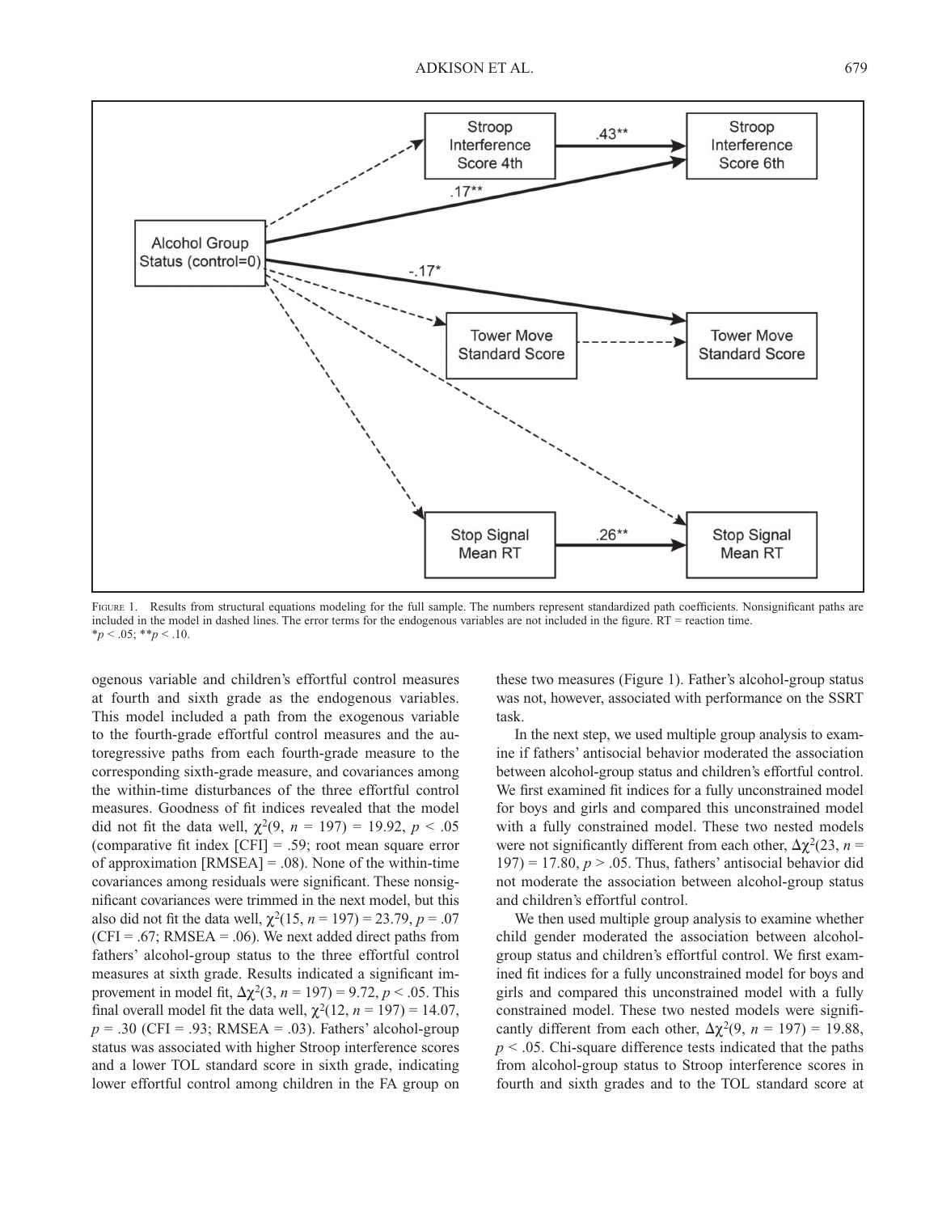Figure 1. Results from structural equations modeling for the full sample. The numbers represent standardized path coefficients. Nonsignificant paths are included in the model in dashed lines. The error terms for the endogenous variables are not included in the figure. RT = reaction time.
$^{*}p < .05$; $^{**}p < .10$.

ogenous variable and children's effortful control measures at fourth and sixth grade as the endogenous variables. This model included a path from the exogenous variable to the fourth-grade effortful control measures and the autoregressive paths from each fourth-grade measure to the corresponding sixth-grade measure, and covariances among the within-time disturbances of the three effortful control measures. Goodness of fit indices revealed that the model did not fit the data well, $\chi^2(9, n = 197) = 19.92$, $p < .05$ (comparative fit index [CFI] = .59; root mean square error of approximation [RMSEA] = .08). None of the within-time covariances among residuals were significant. These nonsignificant covariances were trimmed in the next model, but this also did not fit the data well, $\chi^2(15, n = 197) = 23.79$, $p = .07$ (CFI = .67; RMSEA = .06). We next added direct paths from fathers' alcohol-group status to the three effortful control measures at sixth grade. Results indicated a significant improvement in model fit, $\Delta\chi^2(3, n = 197) = 9.72$, $p < .05$. This final overall model fit the data well, $\chi^2(12, n = 197) = 14.07$, $p = .30$ (CFI = .93; RMSEA = .03). Fathers' alcohol-group status was associated with higher Stroop interference scores and a lower TOL standard score in sixth grade, indicating lower effortful control among children in the FA group on these two measures (Figure 1). Father's alcohol-group status was not, however, associated with performance on the SSRT task.

In the next step, we used multiple group analysis to examine if fathers' antisocial behavior moderated the association between alcohol-group status and children's effortful control. We first examined fit indices for a fully unconstrained model for boys and girls and compared this unconstrained model with a fully constrained model. These two nested models were not significantly different from each other, $\Delta\chi^2(23, n = 197) = 17.80$, $p > .05$. Thus, fathers' antisocial behavior did not moderate the association between alcohol-group status and children's effortful control.

We then used multiple group analysis to examine whether child gender moderated the association between alcohol-group status and children's effortful control. We first examined fit indices for a fully unconstrained model for boys and girls and compared this unconstrained model with a fully constrained model. These two nested models were significantly different from each other, $\Delta\chi^2(9, n = 197) = 19.88$, $p < .05$. Chi-square difference tests indicated that the paths from alcohol-group status to Stroop interference scores in fourth and sixth grades and to the TOL standard score at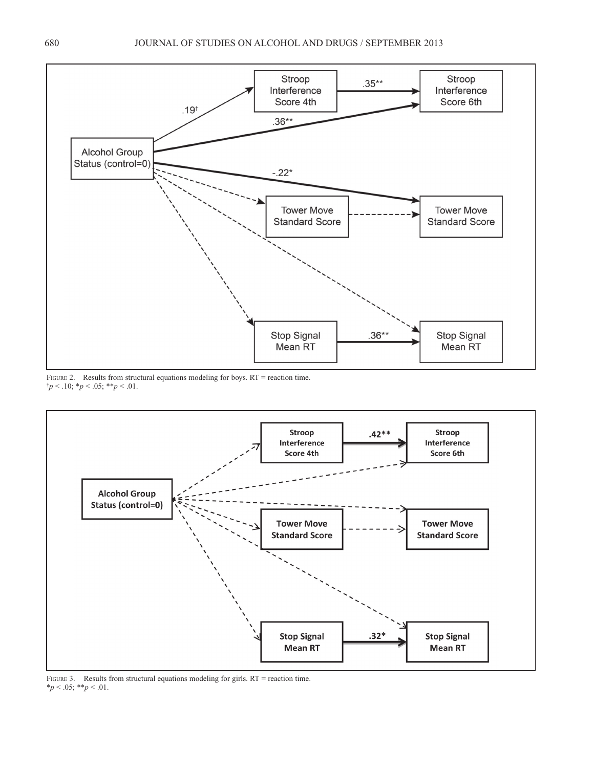FIGURE 2. Results from structural equations modeling for boys. RT = reaction time.
$^{\dagger}p < .10$; $^{*}p < .05$; $^{**}p < .01$.

FIGURE 3. Results from structural equations modeling for girls. RT = reaction time.
$^{*}p < .05$; $^{**}p < .01$.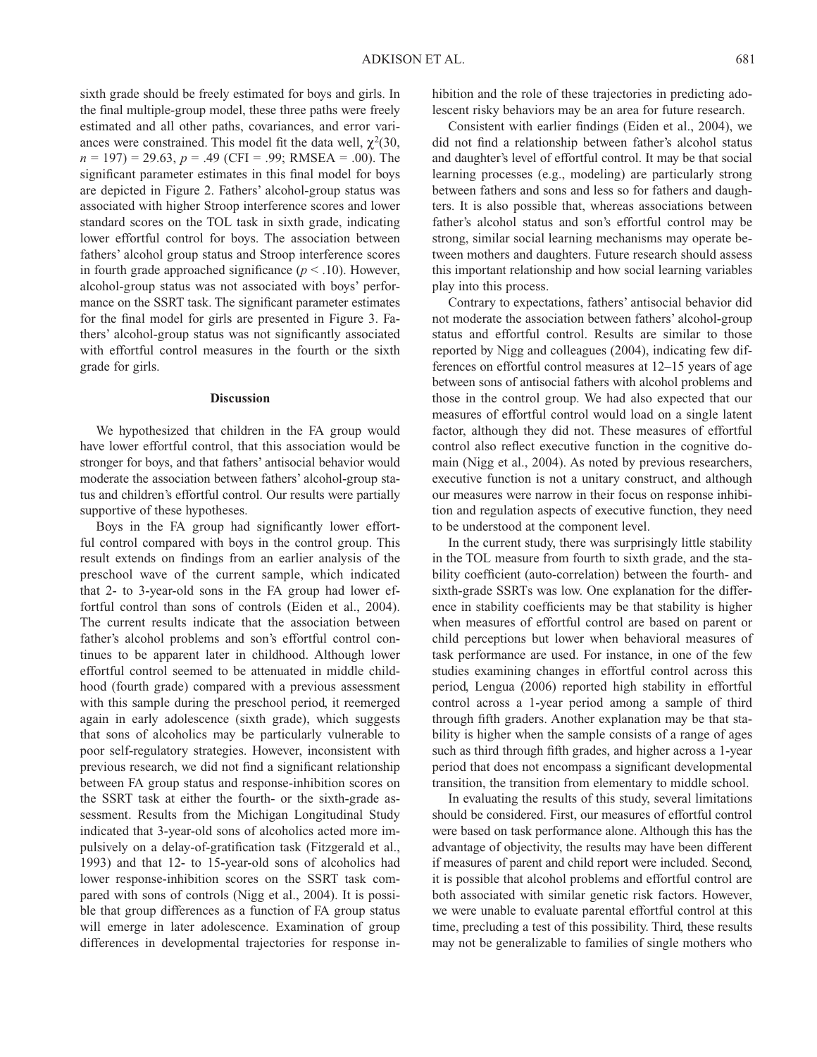sixth grade should be freely estimated for boys and girls. In the final multiple-group model, these three paths were freely estimated and all other paths, covariances, and error variances were constrained. This model fit the data well, $\chi^2(30, n = 197) = 29.63$, $p = .49$ (CFI = .99; RMSEA = .00). The significant parameter estimates in this final model for boys are depicted in Figure 2. Fathers' alcohol-group status was associated with higher Stroop interference scores and lower standard scores on the TOL task in sixth grade, indicating lower effortful control for boys. The association between fathers' alcohol group status and Stroop interference scores in fourth grade approached significance ($p < .10$). However, alcohol-group status was not associated with boys' performance on the SSRT task. The significant parameter estimates for the final model for girls are presented in Figure 3. Fathers' alcohol-group status was not significantly associated with effortful control measures in the fourth or the sixth grade for girls.

## Discussion

We hypothesized that children in the FA group would have lower effortful control, that this association would be stronger for boys, and that fathers' antisocial behavior would moderate the association between fathers' alcohol-group status and children's effortful control. Our results were partially supportive of these hypotheses.

Boys in the FA group had significantly lower effortful control compared with boys in the control group. This result extends on findings from an earlier analysis of the preschool wave of the current sample, which indicated that 2- to 3-year-old sons in the FA group had lower effortful control than sons of controls (Eiden et al., 2004). The current results indicate that the association between father's alcohol problems and son's effortful control continues to be apparent later in childhood. Although lower effortful control seemed to be attenuated in middle childhood (fourth grade) compared with a previous assessment with this sample during the preschool period, it reemerged again in early adolescence (sixth grade), which suggests that sons of alcoholics may be particularly vulnerable to poor self-regulatory strategies. However, inconsistent with previous research, we did not find a significant relationship between FA group status and response-inhibition scores on the SSRT task at either the fourth- or the sixth-grade assessment. Results from the Michigan Longitudinal Study indicated that 3-year-old sons of alcoholics acted more impulsively on a delay-of-gratification task (Fitzgerald et al., 1993) and that 12- to 15-year-old sons of alcoholics had lower response-inhibition scores on the SSRT task compared with sons of controls (Nigg et al., 2004). It is possible that group differences as a function of FA group status will emerge in later adolescence. Examination of group differences in developmental trajectories for response inhibition and the role of these trajectories in predicting adolescent risky behaviors may be an area for future research.

Consistent with earlier findings (Eiden et al., 2004), we did not find a relationship between father's alcohol status and daughter's level of effortful control. It may be that social learning processes (e.g., modeling) are particularly strong between fathers and sons and less so for fathers and daughters. It is also possible that, whereas associations between father's alcohol status and son's effortful control may be strong, similar social learning mechanisms may operate between mothers and daughters. Future research should assess this important relationship and how social learning variables play into this process.

Contrary to expectations, fathers' antisocial behavior did not moderate the association between fathers' alcohol-group status and effortful control. Results are similar to those reported by Nigg and colleagues (2004), indicating few differences on effortful control measures at 12–15 years of age between sons of antisocial fathers with alcohol problems and those in the control group. We had also expected that our measures of effortful control would load on a single latent factor, although they did not. These measures of effortful control also reflect executive function in the cognitive domain (Nigg et al., 2004). As noted by previous researchers, executive function is not a unitary construct, and although our measures were narrow in their focus on response inhibition and regulation aspects of executive function, they need to be understood at the component level.

In the current study, there was surprisingly little stability in the TOL measure from fourth to sixth grade, and the stability coefficient (auto-correlation) between the fourth- and sixth-grade SSRTs was low. One explanation for the difference in stability coefficients may be that stability is higher when measures of effortful control are based on parent or child perceptions but lower when behavioral measures of task performance are used. For instance, in one of the few studies examining changes in effortful control across this period, Lengua (2006) reported high stability in effortful control across a 1-year period among a sample of third through fifth graders. Another explanation may be that stability is higher when the sample consists of a range of ages such as third through fifth grades, and higher across a 1-year period that does not encompass a significant developmental transition, the transition from elementary to middle school.

In evaluating the results of this study, several limitations should be considered. First, our measures of effortful control were based on task performance alone. Although this has the advantage of objectivity, the results may have been different if measures of parent and child report were included. Second, it is possible that alcohol problems and effortful control are both associated with similar genetic risk factors. However, we were unable to evaluate parental effortful control at this time, precluding a test of this possibility. Third, these results may not be generalizable to families of single mothers who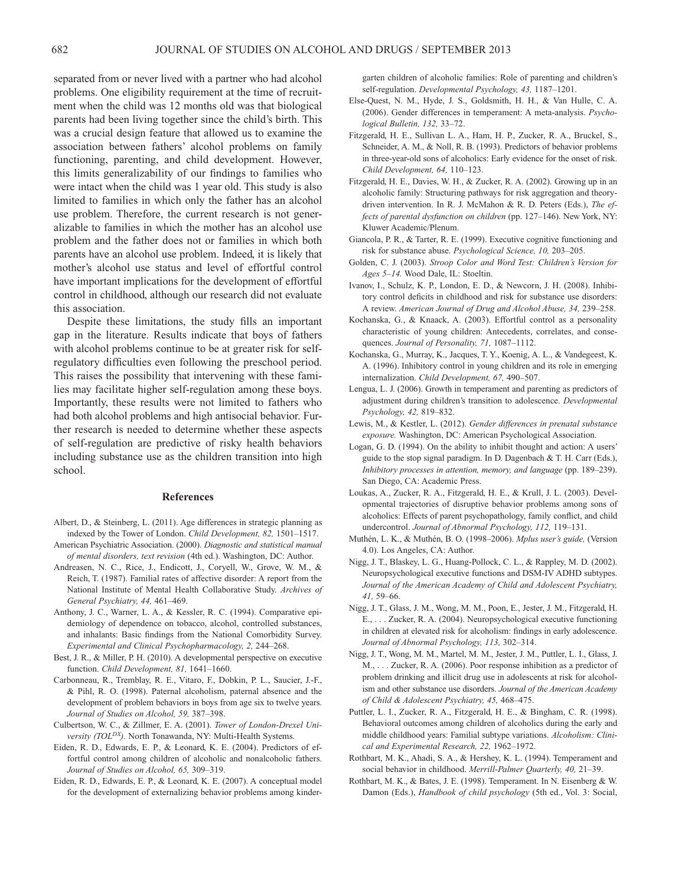separated from or never lived with a partner who had alcohol problems. One eligibility requirement at the time of recruitment when the child was 12 months old was that biological parents had been living together since the child's birth. This was a crucial design feature that allowed us to examine the association between fathers' alcohol problems on family functioning, parenting, and child development. However, this limits generalizability of our findings to families who were intact when the child was 1 year old. This study is also limited to families in which only the father has an alcohol use problem. Therefore, the current research is not generalizable to families in which the mother has an alcohol use problem and the father does not or families in which both parents have an alcohol use problem. Indeed, it is likely that mother's alcohol use status and level of effortful control have important implications for the development of effortful control in childhood, although our research did not evaluate this association.

Despite these limitations, the study fills an important gap in the literature. Results indicate that boys of fathers with alcohol problems continue to be at greater risk for self-regulatory difficulties even following the preschool period. This raises the possibility that intervening with these families may facilitate higher self-regulation among these boys. Importantly, these results were not limited to fathers who had both alcohol problems and high antisocial behavior. Further research is needed to determine whether these aspects of self-regulation are predictive of risky health behaviors including substance use as the children transition into high school.

## References

Albert, D., & Steinberg, L. (2011). Age differences in strategic planning as indexed by the Tower of London. *Child Development, 82,* 1501–1517.

American Psychiatric Association. (2000). *Diagnostic and statistical manual of mental disorders, text revision* (4th ed.). Washington, DC: Author.

Andreasen, N. C., Rice, J., Endicott, J., Coryell, W., Grove, W. M., & Reich, T. (1987). Familial rates of affective disorder: A report from the National Institute of Mental Health Collaborative Study. *Archives of General Psychiatry, 44,* 461–469.

Anthony, J. C., Warner, L. A., & Kessler, R. C. (1994). Comparative epidemiology of dependence on tobacco, alcohol, controlled substances, and inhalants: Basic findings from the National Comorbidity Survey. *Experimental and Clinical Psychopharmacology, 2,* 244–268.

Best, J. R., & Miller, P. H. (2010). A developmental perspective on executive function. *Child Development, 81,* 1641–1660.

Carbonneau, R., Tremblay, R. E., Vitaro, F., Dobkin, P. L., Saucier, J.-F., & Pihl, R. O. (1998). Paternal alcoholism, paternal absence and the development of problem behaviors in boys from age six to twelve years. *Journal of Studies on Alcohol, 59,* 387–398.

Culbertson, W. C., & Zillmer, E. A. (2001). *Tower of London-Drexel University (TOL^DX^).* North Tonawanda, NY: Multi-Health Systems.

Eiden, R. D., Edwards, E. P., & Leonard, K. E. (2004). Predictors of effortful control among children of alcoholic and nonalcoholic fathers. *Journal of Studies on Alcohol, 65,* 309–319.

Eiden, R. D., Edwards, E. P., & Leonard, K. E. (2007). A conceptual model for the development of externalizing behavior problems among kindergarten children of alcoholic families: Role of parenting and children's self-regulation. *Developmental Psychology, 43,* 1187–1201.

Else-Quest, N. M., Hyde, J. S., Goldsmith, H. H., & Van Hulle, C. A. (2006). Gender differences in temperament: A meta-analysis. *Psychological Bulletin, 132,* 33–72.

Fitzgerald, H. E., Sullivan L. A., Ham, H. P., Zucker, R. A., Bruckel, S., Schneider, A. M., & Noll, R. B. (1993). Predictors of behavior problems in three-year-old sons of alcoholics: Early evidence for the onset of risk. *Child Development, 64,* 110–123.

Fitzgerald, H. E., Davies, W. H., & Zucker, R. A. (2002). Growing up in an alcoholic family: Structuring pathways for risk aggregation and theory-driven intervention. In R. J. McMahon & R. D. Peters (Eds.), *The effects of parental dysfunction on children* (pp. 127–146). New York, NY: Kluwer Academic/Plenum.

Giancola, P. R., & Tarter, R. E. (1999). Executive cognitive functioning and risk for substance abuse. *Psychological Science, 10,* 203–205.

Golden, C. J. (2003). *Stroop Color and Word Test: Children's Version for Ages 5–14.* Wood Dale, IL: Stoeltin.

Ivanov, I., Schulz, K. P., London, E. D., & Newcorn, J. H. (2008). Inhibitory control deficits in childhood and risk for substance use disorders: A review. *American Journal of Drug and Alcohol Abuse, 34,* 239–258.

Kochanska, G., & Knaack, A. (2003). Effortful control as a personality characteristic of young children: Antecedents, correlates, and consequences. *Journal of Personality, 71,* 1087–1112.

Kochanska, G., Murray, K., Jacques, T. Y., Koenig, A. L., & Vandegeest, K. A. (1996). Inhibitory control in young children and its role in emerging internalization. *Child Development, 67,* 490–507.

Lengua, L. J. (2006). Growth in temperament and parenting as predictors of adjustment during children's transition to adolescence. *Developmental Psychology, 42,* 819–832.

Lewis, M., & Kestler, L. (2012). *Gender differences in prenatal substance exposure.* Washington, DC: American Psychological Association.

Logan, G. D. (1994). On the ability to inhibit thought and action: A users' guide to the stop signal paradigm. In D. Dagenbach & T. H. Carr (Eds.), *Inhibitory processes in attention, memory, and language* (pp. 189–239). San Diego, CA: Academic Press.

Loukas, A., Zucker, R. A., Fitzgerald, H. E., & Krull, J. L. (2003). Developmental trajectories of disruptive behavior problems among sons of alcoholics: Effects of parent psychopathology, family conflict, and child undercontrol. *Journal of Abnormal Psychology, 112,* 119–131.

Muthén, L. K., & Muthén, B. O. (1998–2006). *Mplus user's guide,* (Version 4.0). Los Angeles, CA: Author.

Nigg, J. T., Blaskey, L. G., Huang-Pollock, C. L., & Rappley, M. D. (2002). Neuropsychological executive functions and DSM-IV ADHD subtypes. *Journal of the American Academy of Child and Adolescent Psychiatry, 41,* 59–66.

Nigg, J. T., Glass, J. M., Wong, M. M., Poon, E., Jester, J. M., Fitzgerald, H. E., . . . Zucker, R. A. (2004). Neuropsychological executive functioning in children at elevated risk for alcoholism: findings in early adolescence. *Journal of Abnormal Psychology, 113,* 302–314.

Nigg, J. T., Wong, M. M., Martel, M. M., Jester, J. M., Puttler, L. I., Glass, J. M., . . . Zucker, R. A. (2006). Poor response inhibition as a predictor of problem drinking and illicit drug use in adolescents at risk for alcoholism and other substance use disorders. *Journal of the American Academy of Child & Adolescent Psychiatry, 45,* 468–475.

Puttler, L. I., Zucker, R. A., Fitzgerald, H. E., & Bingham, C. R. (1998). Behavioral outcomes among children of alcoholics during the early and middle childhood years: Familial subtype variations. *Alcoholism: Clinical and Experimental Research, 22,* 1962–1972.

Rothbart, M. K., Ahadi, S. A., & Hershey, K. L. (1994). Temperament and social behavior in childhood. *Merrill-Palmer Quarterly, 40,* 21–39.

Rothbart, M. K., & Bates, J. E. (1998). Temperament. In N. Eisenberg & W. Damon (Eds.), *Handbook of child psychology* (5th ed., Vol. 3: Social,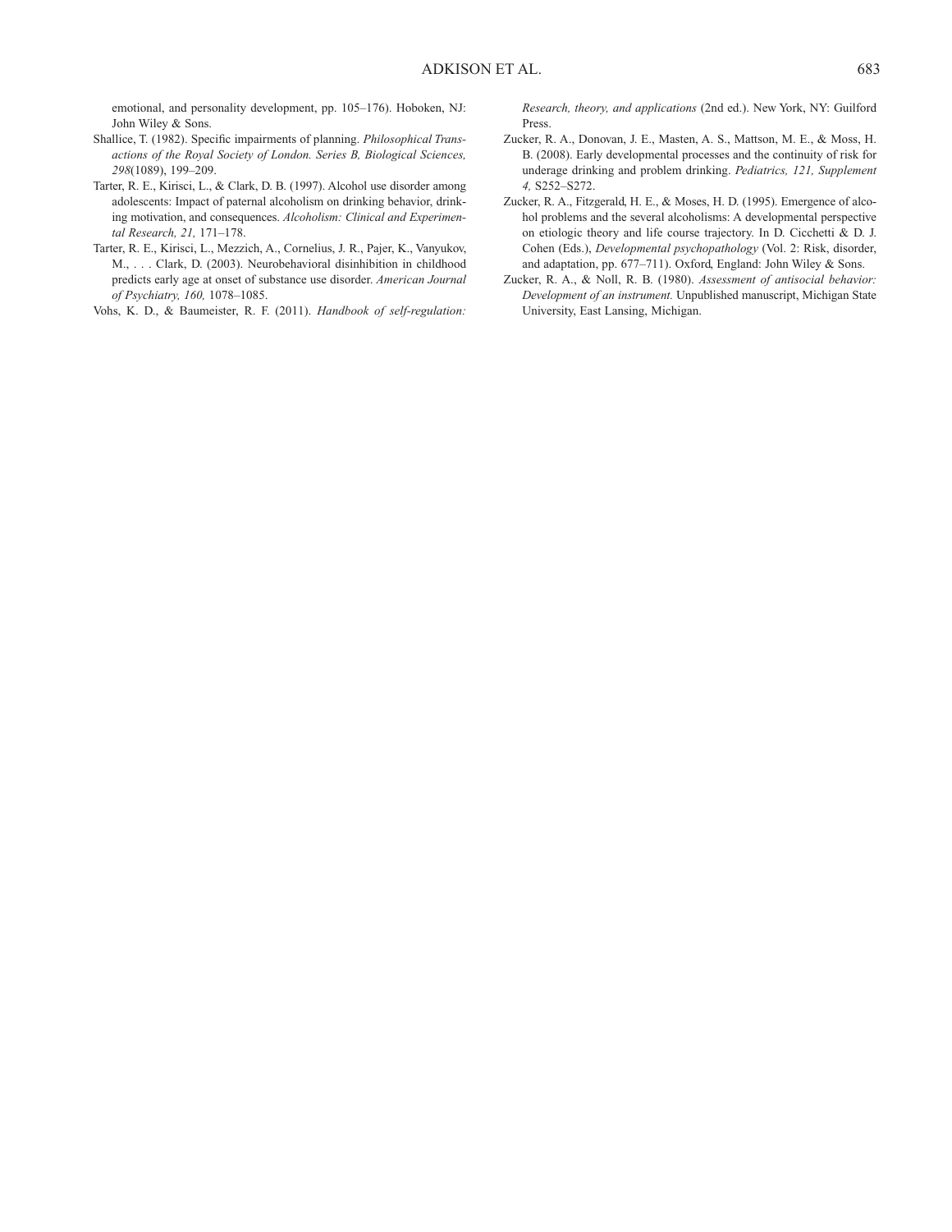emotional, and personality development, pp. 105–176). Hoboken, NJ: John Wiley & Sons.

Shallice, T. (1982). Specific impairments of planning. *Philosophical Transactions of the Royal Society of London. Series B, Biological Sciences, 298*(1089), 199–209.

Tarter, R. E., Kirisci, L., & Clark, D. B. (1997). Alcohol use disorder among adolescents: Impact of paternal alcoholism on drinking behavior, drinking motivation, and consequences. *Alcoholism: Clinical and Experimental Research, 21,* 171–178.

Tarter, R. E., Kirisci, L., Mezzich, A., Cornelius, J. R., Pajer, K., Vanyukov, M., . . . Clark, D. (2003). Neurobehavioral disinhibition in childhood predicts early age at onset of substance use disorder. *American Journal of Psychiatry, 160,* 1078–1085.

Vohs, K. D., & Baumeister, R. F. (2011). *Handbook of self-regulation: Research, theory, and applications* (2nd ed.). New York, NY: Guilford Press.

Zucker, R. A., Donovan, J. E., Masten, A. S., Mattson, M. E., & Moss, H. B. (2008). Early developmental processes and the continuity of risk for underage drinking and problem drinking. *Pediatrics, 121, Supplement 4,* S252–S272.

Zucker, R. A., Fitzgerald, H. E., & Moses, H. D. (1995). Emergence of alcohol problems and the several alcoholisms: A developmental perspective on etiologic theory and life course trajectory. In D. Cicchetti & D. J. Cohen (Eds.), *Developmental psychopathology* (Vol. 2: Risk, disorder, and adaptation, pp. 677–711). Oxford, England: John Wiley & Sons.

Zucker, R. A., & Noll, R. B. (1980). *Assessment of antisocial behavior: Development of an instrument.* Unpublished manuscript, Michigan State University, East Lansing, Michigan.